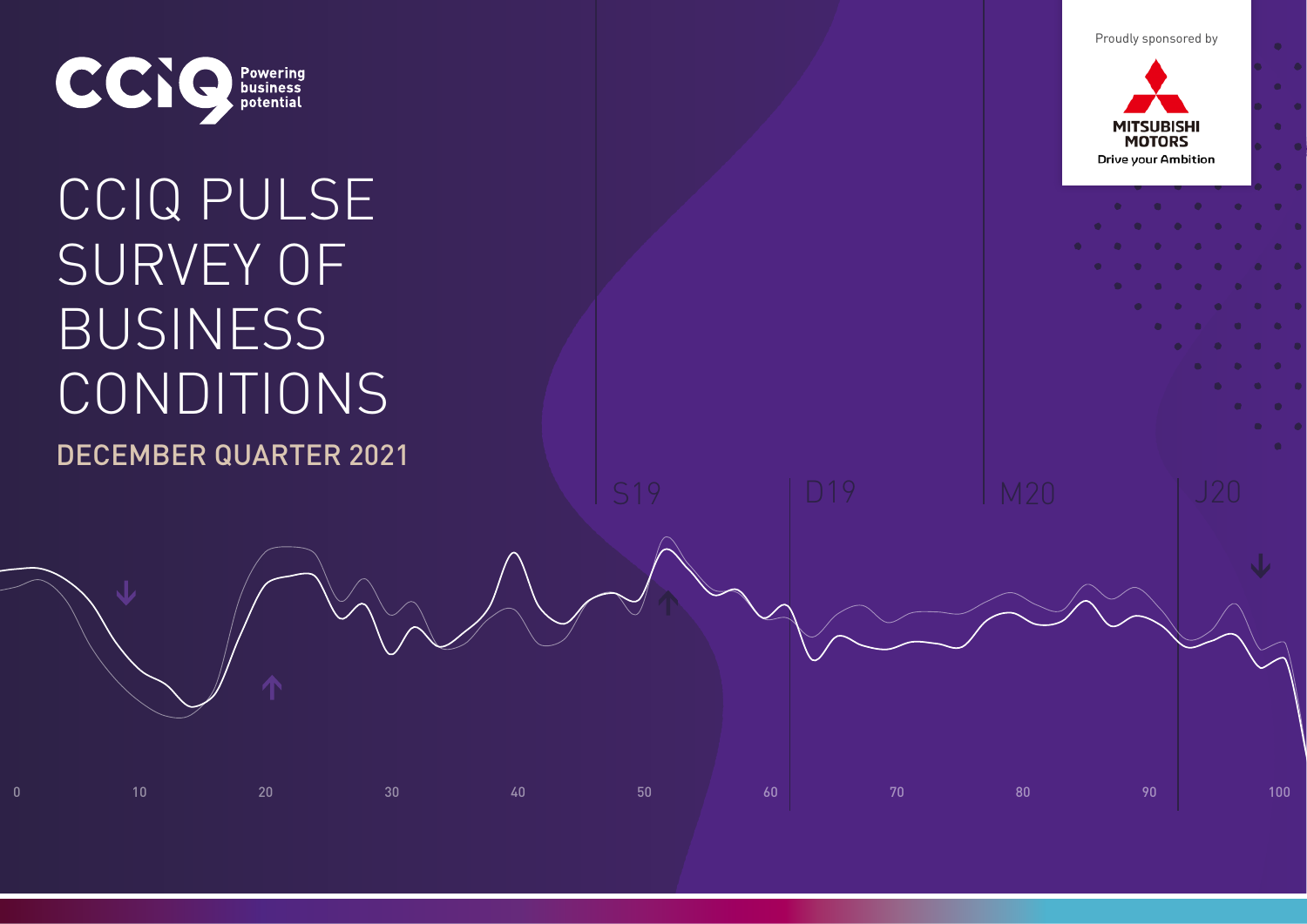CCIQ Powering business potential

Proudly sponsored by

MITSUBISHI MOTORS Drive your Ambition

# CCIQ PULSE SURVEY OF BUSINESS CONDITIONS

## DECEMBER QUARTER 2021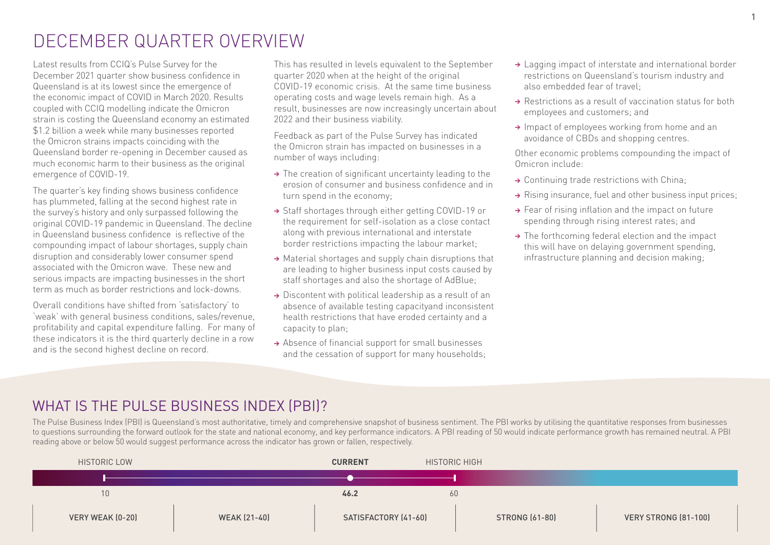# DECEMBER QUARTER OVERVIEW

Latest results from CCIQ's Pulse Survey for the December 2021 quarter show business confidence in Queensland is at its lowest since the emergence of the economic impact of COVID in March 2020. Results coupled with CCIQ modelling indicate the Omicron strain is costing the Queensland economy an estimated $1.2 billion a week while many businesses reported the Omicron strains impacts coinciding with the Queensland border re-opening in December caused as much economic harm to their business as the original emergence of COVID-19.

The quarter's key finding shows business confidence has plummeted, falling at the second highest rate in the survey's history and only surpassed following the original COVID-19 pandemic in Queensland. The decline in Queensland business confidence is reflective of the compounding impact of labour shortages, supply chain disruption and considerably lower consumer spend associated with the Omicron wave. These new and serious impacts are impacting businesses in the short term as much as border restrictions and lock-downs.

Overall conditions have shifted from 'satisfactory' to 'weak' with general business conditions, sales/revenue, profitability and capital expenditure falling. For many of these indicators it is the third quarterly decline in a row and is the second highest decline on record.

This has resulted in levels equivalent to the September quarter 2020 when at the height of the original COVID-19 economic crisis. At the same time business operating costs and wage levels remain high. As a result, businesses are now increasingly uncertain about 2022 and their business viability.

Feedback as part of the Pulse Survey has indicated the Omicron strain has impacted on businesses in a number of ways including:

- The creation of significant uncertainty leading to the erosion of consumer and business confidence and in turn spend in the economy;
- Staff shortages through either getting COVID-19 or the requirement for self-isolation as a close contact along with previous international and interstate border restrictions impacting the labour market;
- Material shortages and supply chain disruptions that are leading to higher business input costs caused by staff shortages and also the shortage of AdBlue;
- Discontent with political leadership as a result of an absence of available testing capacityand inconsistent health restrictions that have eroded certainty and a capacity to plan;
- Absence of financial support for small businesses and the cessation of support for many households;
- Lagging impact of interstate and international border restrictions on Queensland's tourism industry and also embedded fear of travel;
- Restrictions as a result of vaccination status for both employees and customers; and
- Impact of employees working from home and an avoidance of CBDs and shopping centres.

Other economic problems compounding the impact of Omicron include:

- Continuing trade restrictions with China;
- Rising insurance, fuel and other business input prices;
- Fear of rising inflation and the impact on future spending through rising interest rates; and
- The forthcoming federal election and the impact this will have on delaying government spending, infrastructure planning and decision making;

## WHAT IS THE PULSE BUSINESS INDEX (PBI)?

The Pulse Business Index (PBI) is Queensland's most authoritative, timely and comprehensive snapshot of business sentiment. The PBI works by utilising the quantitative responses from businesses to questions surrounding the forward outlook for the state and national economy, and key performance indicators. A PBI reading of 50 would indicate performance growth has remained neutral. A PBI reading above or below 50 would suggest performance across the indicator has grown or fallen, respectively.

| HISTORIC LOW | CURRENT | HISTORIC HIGH |
|---|---|---|
| 10 | **46.2** | 60 |

| VERY WEAK (0-20) | WEAK (21-40) | SATISFACTORY (41-60) | STRONG (61-80) | VERY STRONG (81-100) |
|---|---|---|---|---|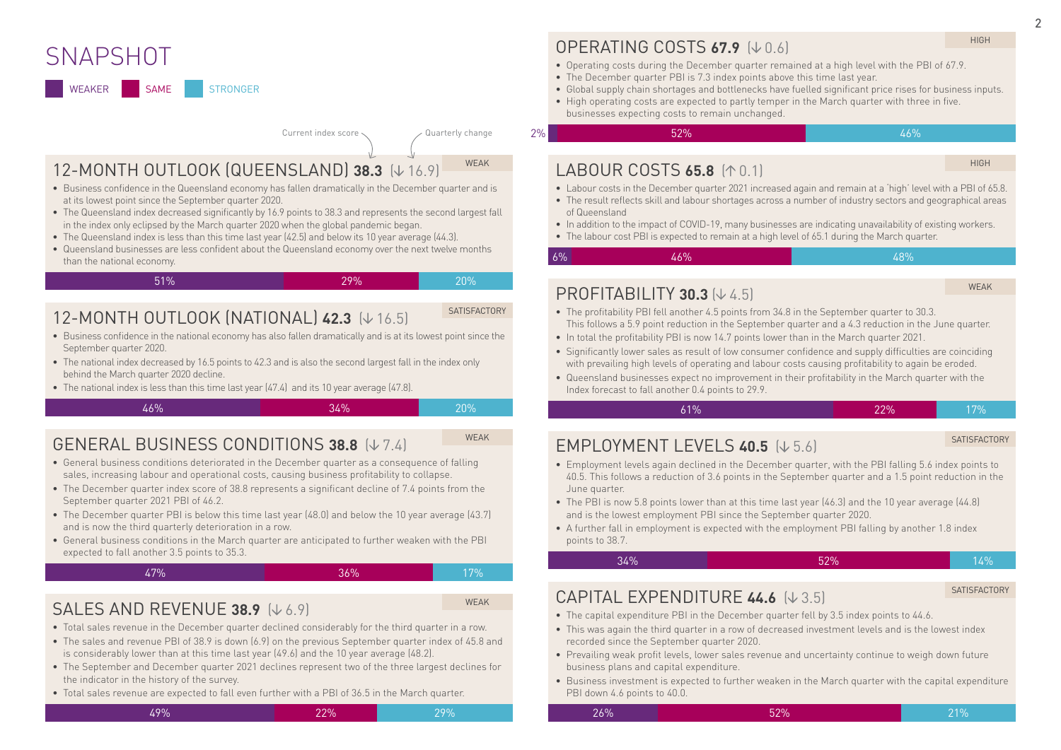# SNAPSHOT

WEAKER | SAME | STRONGER

Current index score — Quarterly change

## 12-MONTH OUTLOOK (QUEENSLAND) 38.3 (↓ 16.9)

WEAK

- Business confidence in the Queensland economy has fallen dramatically in the December quarter and is at its lowest point since the September quarter 2020.
- The Queensland index decreased significantly by 16.9 points to 38.3 and represents the second largest fall in the index only eclipsed by the March quarter 2020 when the global pandemic began.
- The Queensland index is less than this time last year (42.5) and below its 10 year average (44.3).
- Queensland businesses are less confident about the Queensland economy over the next twelve months than the national economy.

| Weaker | Same | Stronger |
|---|---|---|
| 51% | 29% | 20% |

## 12-MONTH OUTLOOK (NATIONAL) 42.3 (↓ 16.5)

SATISFACTORY

- Business confidence in the national economy has also fallen dramatically and is at its lowest point since the September quarter 2020.
- The national index decreased by 16.5 points to 42.3 and is also the second largest fall in the index only behind the March quarter 2020 decline.
- The national index is less than this time last year (47.4) and its 10 year average (47.8).

| Weaker | Same | Stronger |
|---|---|---|
| 46% | 34% | 20% |

## GENERAL BUSINESS CONDITIONS 38.8 (↓ 7.4)

WEAK

- General business conditions deteriorated in the December quarter as a consequence of falling sales, increasing labour and operational costs, causing business profitability to collapse.
- The December quarter index score of 38.8 represents a significant decline of 7.4 points from the September quarter 2021 PBI of 46.2.
- The December quarter PBI is below this time last year (48.0) and below the 10 year average (43.7) and is now the third quarterly deterioration in a row.
- General business conditions in the March quarter are anticipated to further weaken with the PBI expected to fall another 3.5 points to 35.3.

| Weaker | Same | Stronger |
|---|---|---|
| 47% | 36% | 17% |

## SALES AND REVENUE 38.9 (↓ 6.9)

WEAK

- Total sales revenue in the December quarter declined considerably for the third quarter in a row.
- The sales and revenue PBI of 38.9 is down (6.9) on the previous September quarter index of 45.8 and is considerably lower than at this time last year (49.6) and the 10 year average (48.2).
- The September and December quarter 2021 declines represent two of the three largest declines for the indicator in the history of the survey.
- Total sales revenue are expected to fall even further with a PBI of 36.5 in the March quarter.

| Weaker | Same | Stronger |
|---|---|---|
| 49% | 22% | 29% |

## OPERATING COSTS 67.9 (↓ 0.6)

HIGH

- Operating costs during the December quarter remained at a high level with the PBI of 67.9.
- The December quarter PBI is 7.3 index points above this time last year.
- Global supply chain shortages and bottlenecks have fuelled significant price rises for business inputs.
- High operating costs are expected to partly temper in the March quarter with three in five businesses expecting costs to remain unchanged.

| Weaker | Same | Stronger |
|---|---|---|
| 2% | 52% | 46% |

## LABOUR COSTS 65.8 (↑ 0.1)

HIGH

- Labour costs in the December quarter 2021 increased again and remain at a 'high' level with a PBI of 65.8.
- The result reflects skill and labour shortages across a number of industry sectors and geographical areas of Queensland
- In addition to the impact of COVID-19, many businesses are indicating unavailability of existing workers.
- The labour cost PBI is expected to remain at a high level of 65.1 during the March quarter.

| Weaker | Same | Stronger |
|---|---|---|
| 6% | 46% | 48% |

## PROFITABILITY 30.3 (↓ 4.5)

WEAK

- The profitability PBI fell another 4.5 points from 34.8 in the September quarter to 30.3. This follows a 5.9 point reduction in the September quarter and a 4.3 reduction in the June quarter.
- In total the profitability PBI is now 14.7 points lower than in the March quarter 2021.
- Significantly lower sales as result of low consumer confidence and supply difficulties are coinciding with prevailing high levels of operating and labour costs causing profitability to again be eroded.
- Queensland businesses expect no improvement in their profitability in the March quarter with the Index forecast to fall another 0.4 points to 29.9.

| Weaker | Same | Stronger |
|---|---|---|
| 61% | 22% | 17% |

## EMPLOYMENT LEVELS 40.5 (↓ 5.6)

SATISFACTORY

- Employment levels again declined in the December quarter, with the PBI falling 5.6 index points to 40.5. This follows a reduction of 3.6 points in the September quarter and a 1.5 point reduction in the June quarter.
- The PBI is now 5.8 points lower than at this time last year (46.3) and the 10 year average (44.8) and is the lowest employment PBI since the September quarter 2020.
- A further fall in employment is expected with the employment PBI falling by another 1.8 index points to 38.7.

| Weaker | Same | Stronger |
|---|---|---|
| 34% | 52% | 14% |

## CAPITAL EXPENDITURE 44.6 (↓ 3.5)

SATISFACTORY

- The capital expenditure PBI in the December quarter fell by 3.5 index points to 44.6.
- This was again the third quarter in a row of decreased investment levels and is the lowest index recorded since the September quarter 2020.
- Prevailing weak profit levels, lower sales revenue and uncertainty continue to weigh down future business plans and capital expenditure.
- Business investment is expected to further weaken in the March quarter with the capital expenditure PBI down 4.6 points to 40.0.

| Weaker | Same | Stronger |
|---|---|---|
| 26% | 52% | 21% |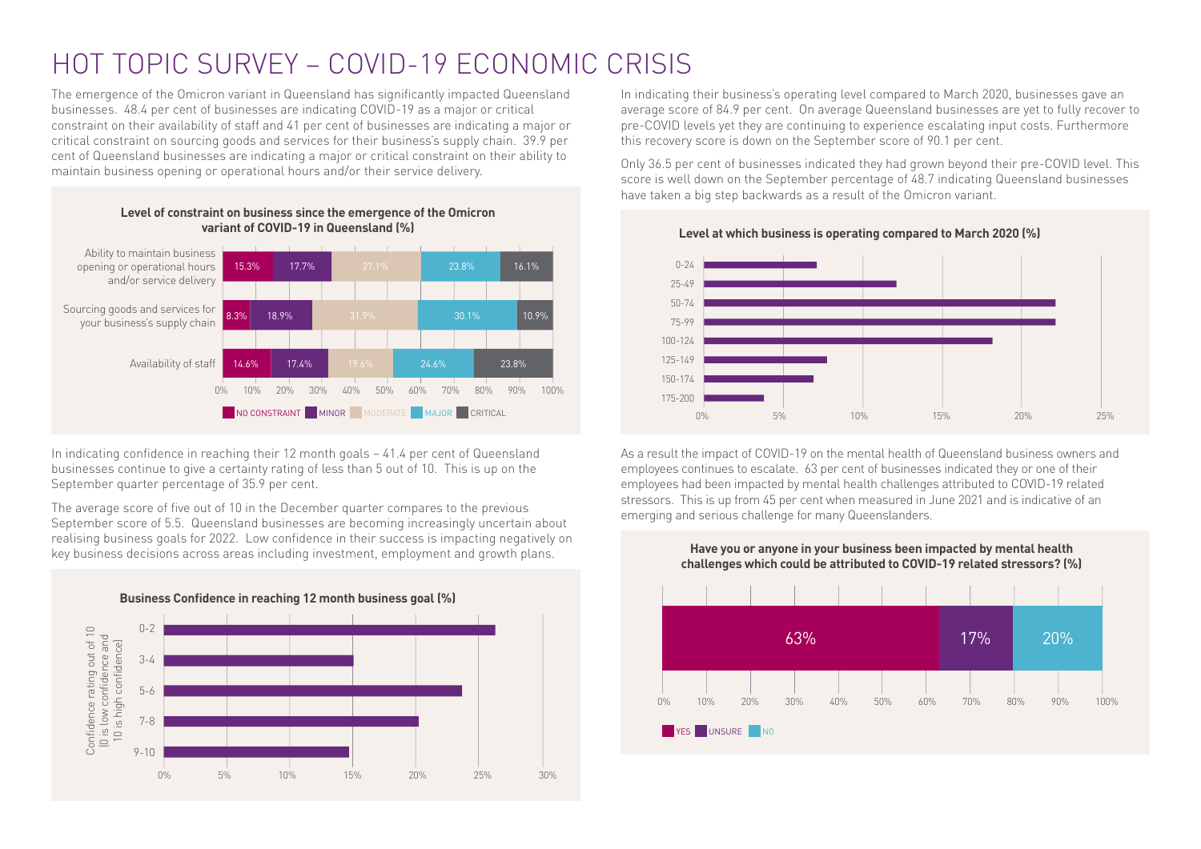# HOT TOPIC SURVEY – COVID-19 ECONOMIC CRISIS

The emergence of the Omicron variant in Queensland has significantly impacted Queensland businesses. 48.4 per cent of businesses are indicating COVID-19 as a major or critical constraint on their availability of staff and 41 per cent of businesses are indicating a major or critical constraint on sourcing goods and services for their business's supply chain. 39.9 per cent of Queensland businesses are indicating a major or critical constraint on their ability to maintain business opening or operational hours and/or their service delivery.

**Level of constraint on business since the emergence of the Omicron variant of COVID-19 in Queensland (%)**

| | No constraint | Minor | Moderate | Major | Critical |
|---|---|---|---|---|---|
| Ability to maintain business opening or operational hours and/or service delivery | 15.3% | 17.7% | 27.1% | 23.8% | 16.1% |
| Sourcing goods and services for your business's supply chain | 8.3% | 18.9% | 31.9% | 30.1% | 10.9% |
| Availability of staff | 14.6% | 17.4% | 19.6% | 24.6% | 23.8% |

In indicating confidence in reaching their 12 month goals – 41.4 per cent of Queensland businesses continue to give a certainty rating of less than 5 out of 10. This is up on the September quarter percentage of 35.9 per cent.

The average score of five out of 10 in the December quarter compares to the previous September score of 5.5. Queensland businesses are becoming increasingly uncertain about realising business goals for 2022. Low confidence in their success is impacting negatively on key business decisions across areas including investment, employment and growth plans.

**Business Confidence in reaching 12 month business goal (%)**

Confidence rating out of 10 (0 is low confidence and 10 is high confidence): 0-2, 3-4, 5-6, 7-8, 9-10

In indicating their business's operating level compared to March 2020, businesses gave an average score of 84.9 per cent. On average Queensland businesses are yet to fully recover to pre-COVID levels yet they are continuing to experience escalating input costs. Furthermore this recovery score is down on the September score of 90.1 per cent.

Only 36.5 per cent of businesses indicated they had grown beyond their pre-COVID level. This score is well down on the September percentage of 48.7 indicating Queensland businesses have taken a big step backwards as a result of the Omicron variant.

**Level at which business is operating compared to March 2020 (%)**

Categories: 0-24, 25-49, 50-74, 75-99, 100-124, 125-149, 150-174, 175-200

As a result the impact of COVID-19 on the mental health of Queensland business owners and employees continues to escalate. 63 per cent of businesses indicated they or one of their employees had been impacted by mental health challenges attributed to COVID-19 related stressors. This is up from 45 per cent when measured in June 2021 and is indicative of an emerging and serious challenge for many Queenslanders.

**Have you or anyone in your business been impacted by mental health challenges which could be attributed to COVID-19 related stressors? (%)**

| Yes | Unsure | No |
|---|---|---|
| 63% | 17% | 20% |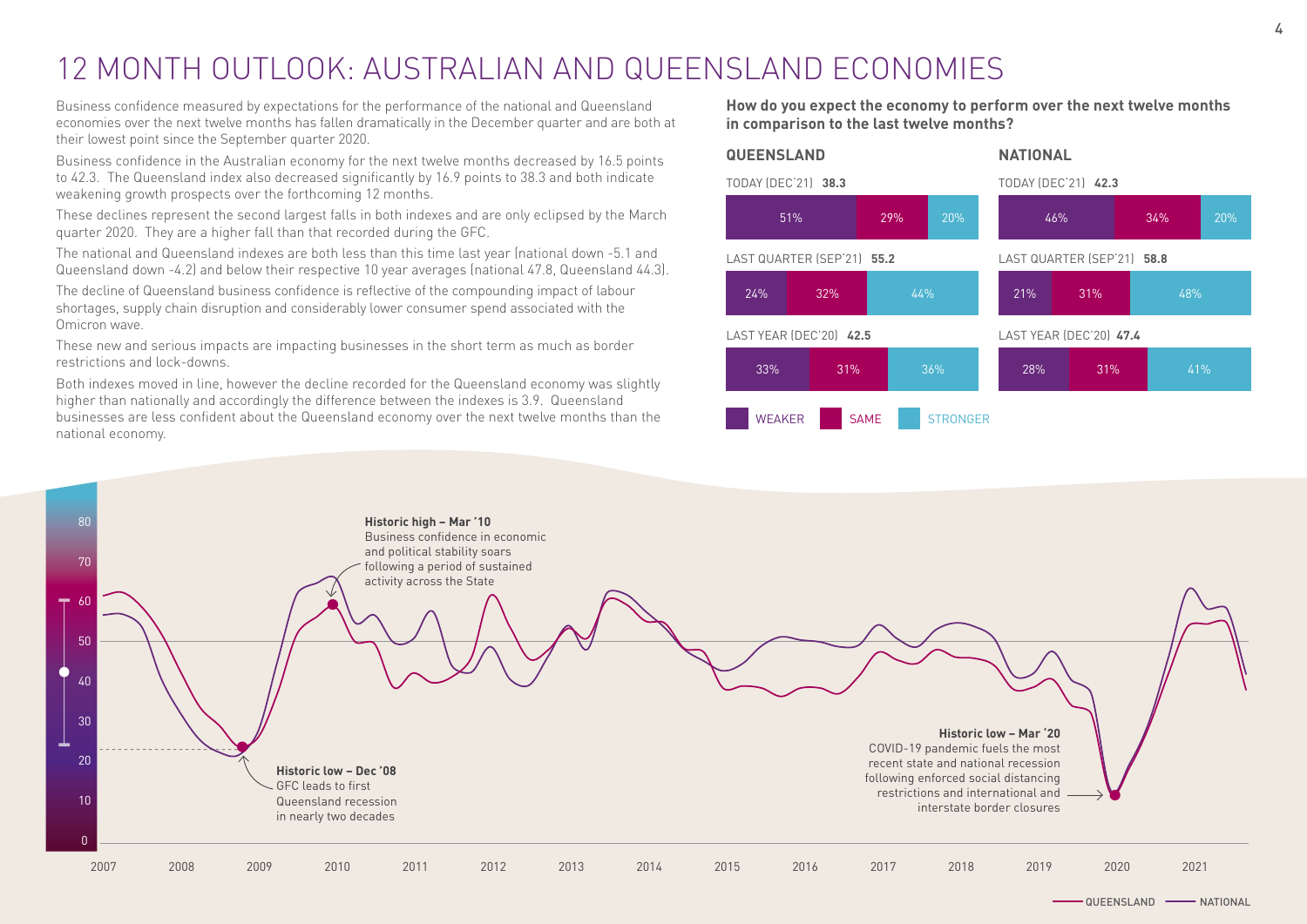# 12 MONTH OUTLOOK: AUSTRALIAN AND QUEENSLAND ECONOMIES

Business confidence measured by expectations for the performance of the national and Queensland economies over the next twelve months has fallen dramatically in the December quarter and are both at their lowest point since the September quarter 2020.

Business confidence in the Australian economy for the next twelve months decreased by 16.5 points to 42.3. The Queensland index also decreased significantly by 16.9 points to 38.3 and both indicate weakening growth prospects over the forthcoming 12 months.

These declines represent the second largest falls in both indexes and are only eclipsed by the March quarter 2020. They are a higher fall than that recorded during the GFC.

The national and Queensland indexes are both less than this time last year (national down -5.1 and Queensland down -4.2) and below their respective 10 year averages (national 47.8, Queensland 44.3).

The decline of Queensland business confidence is reflective of the compounding impact of labour shortages, supply chain disruption and considerably lower consumer spend associated with the Omicron wave.

These new and serious impacts are impacting businesses in the short term as much as border restrictions and lock-downs.

Both indexes moved in line, however the decline recorded for the Queensland economy was slightly higher than nationally and accordingly the difference between the indexes is 3.9. Queensland businesses are less confident about the Queensland economy over the next twelve months than the national economy.

**How do you expect the economy to perform over the next twelve months in comparison to the last twelve months?**

**QUEENSLAND**

| Period | Index | Weaker | Same | Stronger |
|---|---|---|---|---|
| TODAY (DEC'21) | **38.3** | 51% | 29% | 20% |
| LAST QUARTER (SEP'21) | **55.2** | 24% | 32% | 44% |
| LAST YEAR (DEC'20) | **42.5** | 33% | 31% | 36% |

**NATIONAL**

| Period | Index | Weaker | Same | Stronger |
|---|---|---|---|---|
| TODAY (DEC'21) | **42.3** | 46% | 34% | 20% |
| LAST QUARTER (SEP'21) | **58.8** | 21% | 31% | 48% |
| LAST YEAR (DEC'20) | **47.4** | 28% | 31% | 41% |

**Historic high – Mar '10**
Business confidence in economic and political stability soars following a period of sustained activity across the State

**Historic low – Dec '08**
GFC leads to first Queensland recession in nearly two decades

**Historic low – Mar '20**
COVID-19 pandemic fuels the most recent state and national recession following enforced social distancing restrictions and international and interstate border closures

QUEENSLAND — NATIONAL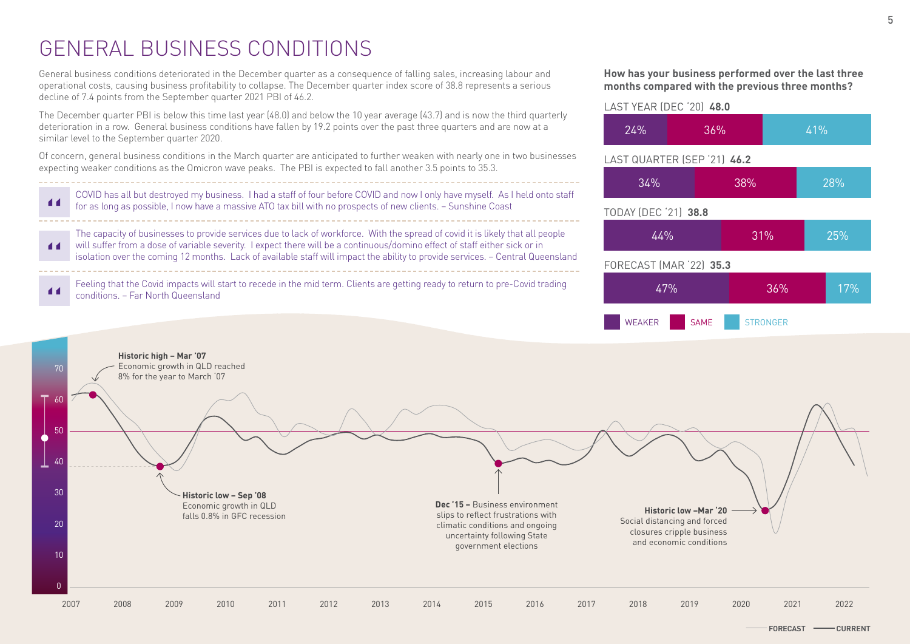# GENERAL BUSINESS CONDITIONS

General business conditions deteriorated in the December quarter as a consequence of falling sales, increasing labour and operational costs, causing business profitability to collapse. The December quarter index score of 38.8 represents a serious decline of 7.4 points from the September quarter 2021 PBI of 46.2.

The December quarter PBI is below this time last year (48.0) and below the 10 year average (43.7) and is now the third quarterly deterioration in a row. General business conditions have fallen by 19.2 points over the past three quarters and are now at a similar level to the September quarter 2020.

Of concern, general business conditions in the March quarter are anticipated to further weaken with nearly one in two businesses expecting weaker conditions as the Omicron wave peaks. The PBI is expected to fall another 3.5 points to 35.3.

> COVID has all but destroyed my business. I had a staff of four before COVID and now I only have myself. As I held onto staff for as long as possible, I now have a massive ATO tax bill with no prospects of new clients. – Sunshine Coast

> The capacity of businesses to provide services due to lack of workforce. With the spread of covid it is likely that all people will suffer from a dose of variable severity. I expect there will be a continuous/domino effect of staff either sick or in isolation over the coming 12 months. Lack of available staff will impact the ability to provide services. – Central Queensland

> Feeling that the Covid impacts will start to recede in the mid term. Clients are getting ready to return to pre-Covid trading conditions. – Far North Queensland

**How has your business performed over the last three months compared with the previous three months?**

| Period | Index | Weaker | Same | Stronger |
| --- | --- | --- | --- | --- |
| LAST YEAR (DEC '20) | **48.0** | 24% | 36% | 41% |
| LAST QUARTER (SEP '21) | **46.2** | 34% | 38% | 28% |
| TODAY (DEC '21) | **38.8** | 44% | 31% | 25% |
| FORECAST (MAR '22) | **35.3** | 47% | 36% | 17% |

**Historic high – Mar '07**
Economic growth in QLD reached 8% for the year to March '07

**Historic low – Sep '08**
Economic growth in QLD falls 0.8% in GFC recession

**Dec '15 –** Business environment slips to reflect frustrations with climatic conditions and ongoing uncertainty following State government elections

**Historic low –Mar '20**
Social distancing and forced closures cripple business and economic conditions

FORECAST — CURRENT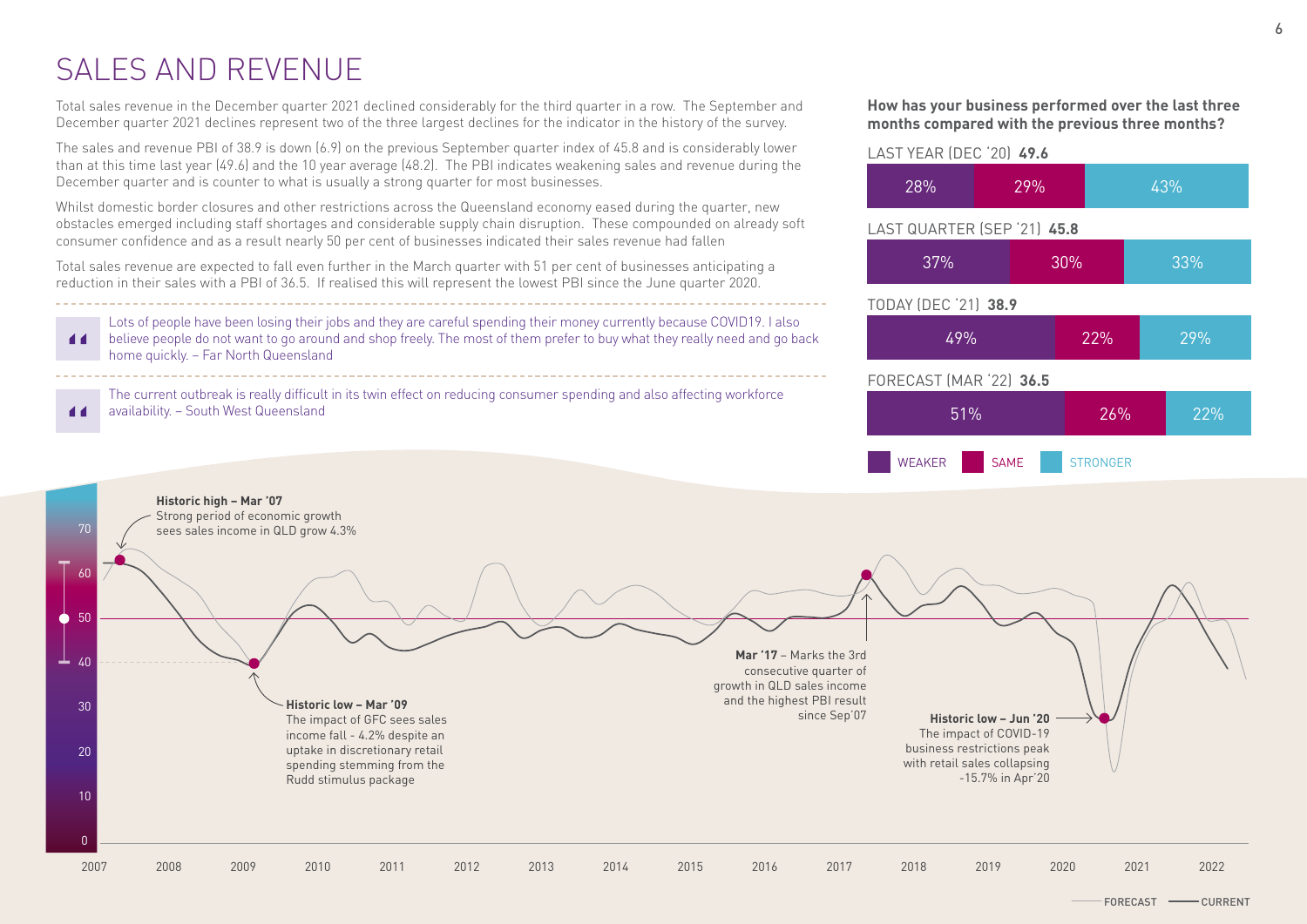# SALES AND REVENUE

Total sales revenue in the December quarter 2021 declined considerably for the third quarter in a row. The September and December quarter 2021 declines represent two of the three largest declines for the indicator in the history of the survey.

The sales and revenue PBI of 38.9 is down (6.9) on the previous September quarter index of 45.8 and is considerably lower than at this time last year (49.6) and the 10 year average (48.2). The PBI indicates weakening sales and revenue during the December quarter and is counter to what is usually a strong quarter for most businesses.

Whilst domestic border closures and other restrictions across the Queensland economy eased during the quarter, new obstacles emerged including staff shortages and considerable supply chain disruption. These compounded on already soft consumer confidence and as a result nearly 50 per cent of businesses indicated their sales revenue had fallen

Total sales revenue are expected to fall even further in the March quarter with 51 per cent of businesses anticipating a reduction in their sales with a PBI of 36.5. If realised this will represent the lowest PBI since the June quarter 2020.

> Lots of people have been losing their jobs and they are careful spending their money currently because COVID19. I also believe people do not want to go around and shop freely. The most of them prefer to buy what they really need and go back home quickly. – Far North Queensland

> The current outbreak is really difficult in its twin effect on reducing consumer spending and also affecting workforce availability. – South West Queensland

**How has your business performed over the last three months compared with the previous three months?**

| | PBI | Weaker | Same | Stronger |
|---|---|---|---|---|
| LAST YEAR (DEC '20) | **49.6** | 28% | 29% | 43% |
| LAST QUARTER (SEP '21) | **45.8** | 37% | 30% | 33% |
| TODAY (DEC '21) | **38.9** | 49% | 22% | 29% |
| FORECAST (MAR '22) | **36.5** | 51% | 26% | 22% |

**Historic high – Mar '07**
Strong period of economic growth sees sales income in QLD grow 4.3%

**Historic low – Mar '09**
The impact of GFC sees sales income fall - 4.2% despite an uptake in discretionary retail spending stemming from the Rudd stimulus package

**Mar '17** – Marks the 3rd consecutive quarter of growth in QLD sales income and the highest PBI result since Sep'07

**Historic low – Jun '20**
The impact of COVID-19 business restrictions peak with retail sales collapsing -15.7% in Apr'20

FORECAST — CURRENT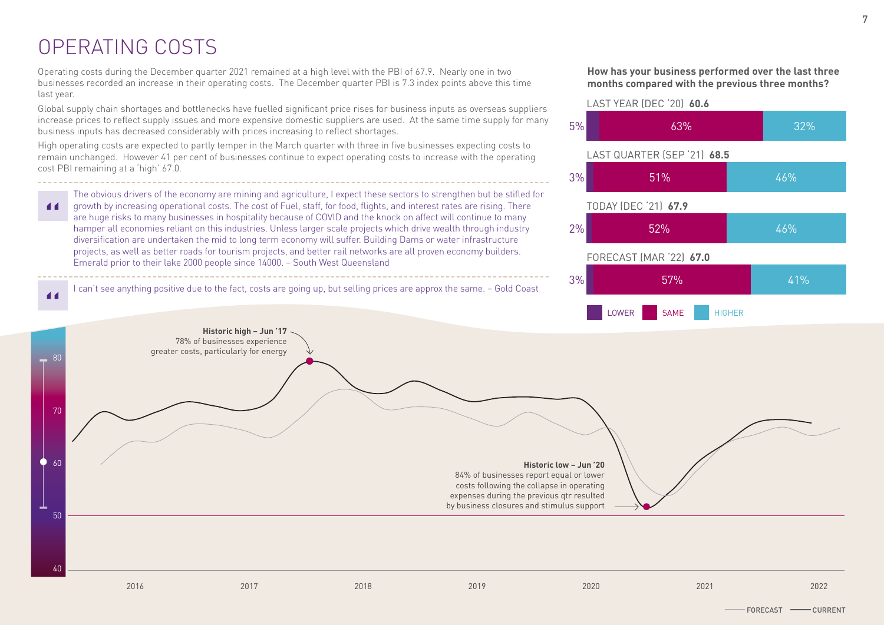# OPERATING COSTS

Operating costs during the December quarter 2021 remained at a high level with the PBI of 67.9. Nearly one in two businesses recorded an increase in their operating costs. The December quarter PBI is 7.3 index points above this time last year.

Global supply chain shortages and bottlenecks have fuelled significant price rises for business inputs as overseas suppliers increase prices to reflect supply issues and more expensive domestic suppliers are used. At the same time supply for many business inputs has decreased considerably with prices increasing to reflect shortages.

High operating costs are expected to partly temper in the March quarter with three in five businesses expecting costs to remain unchanged. However 41 per cent of businesses continue to expect operating costs to increase with the operating cost PBI remaining at a 'high' 67.0.

> The obvious drivers of the economy are mining and agriculture, I expect these sectors to strengthen but be stifled for growth by increasing operational costs. The cost of Fuel, staff, for food, flights, and interest rates are rising. There are huge risks to many businesses in hospitality because of COVID and the knock on affect will continue to many hamper all economies reliant on this industries. Unless larger scale projects which drive wealth through industry diversification are undertaken the mid to long term economy will suffer. Building Dams or water infrastructure projects, as well as better roads for tourism projects, and better rail networks are all proven economy builders. Emerald prior to their lake 2000 people since 14000. – South West Queensland

> I can't see anything positive due to the fact, costs are going up, but selling prices are approx the same. – Gold Coast

**How has your business performed over the last three months compared with the previous three months?**

| Period | PBI | Lower | Same | Higher |
|---|---|---|---|---|
| LAST YEAR (DEC '20) | 60.6 | 5% | 63% | 32% |
| LAST QUARTER (SEP '21) | 68.5 | 3% | 51% | 46% |
| TODAY (DEC '21) | 67.9 | 2% | 52% | 46% |
| FORECAST (MAR '22) | 67.0 | 3% | 57% | 41% |

**Historic high – Jun '17**
78% of businesses experience greater costs, particularly for energy

**Historic low – Jun '20**
84% of businesses report equal or lower costs following the collapse in operating expenses during the previous qtr resulted by business closures and stimulus support

FORECAST — CURRENT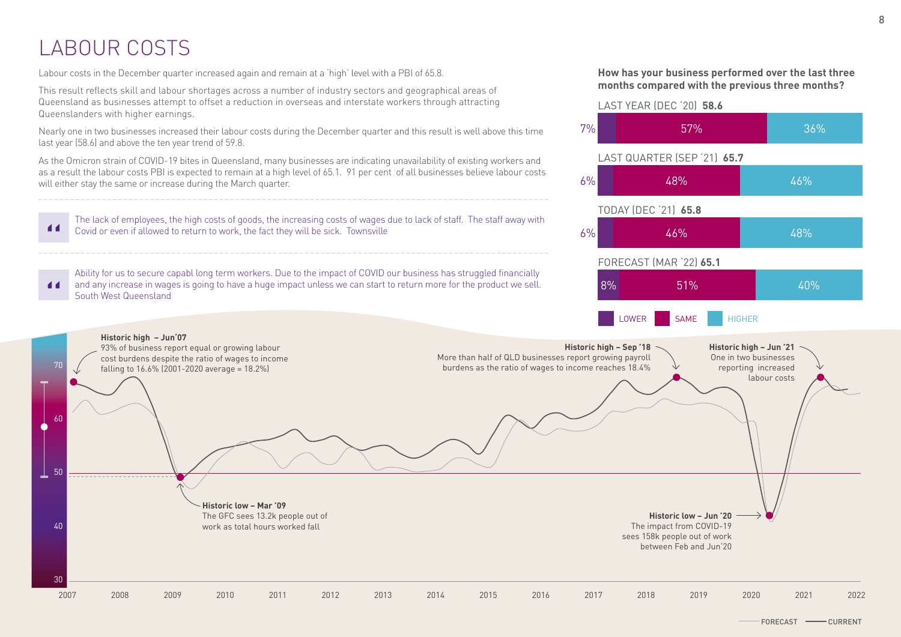# LABOUR COSTS

Labour costs in the December quarter increased again and remain at a 'high' level with a PBI of 65.8.

This result reflects skill and labour shortages across a number of industry sectors and geographical areas of Queensland as businesses attempt to offset a reduction in overseas and interstate workers through attracting Queenslanders with higher earnings.

Nearly one in two businesses increased their labour costs during the December quarter and this result is well above this time last year (58.6) and above the ten year trend of 59.8.

As the Omicron strain of COVID-19 bites in Queensland, many businesses are indicating unavailability of existing workers and as a result the labour costs PBI is expected to remain at a high level of 65.1. 91 per cent of all businesses believe labour costs will either stay the same or increase during the March quarter.

> The lack of employees, the high costs of goods, the increasing costs of wages due to lack of staff. The staff away with Covid or even if allowed to return to work, the fact they will be sick. Townsville

> Ability for us to secure capabl long term workers. Due to the impact of COVID our business has struggled financially and any increase in wages is going to have a huge impact unless we can start to return more for the product we sell. South West Queensland

**How has your business performed over the last three months compared with the previous three months?**

| Period | PBI | Lower | Same | Higher |
|---|---|---|---|---|
| LAST YEAR (DEC '20) | 58.6 | 7% | 57% | 36% |
| LAST QUARTER (SEP '21) | 65.7 | 6% | 48% | 46% |
| TODAY (DEC '21) | 65.8 | 6% | 46% | 48% |
| FORECAST (MAR '22) | 65.1 | 8% | 51% | 40% |

**Historic high – Jun'07**
93% of business report equal or growing labour cost burdens despite the ratio of wages to income falling to 16.6% (2001-2020 average = 18.2%)

**Historic low – Mar '09**
The GFC sees 13.2k people out of work as total hours worked fall

**Historic high – Sep '18**
More than half of QLD businesses report growing payroll burdens as the ratio of wages to income reaches 18.4%

**Historic low – Jun '20**
The impact from COVID-19 sees 158k people out of work between Feb and Jun'20

**Historic high – Jun '21**
One in two businesses reporting increased labour costs

FORECAST — CURRENT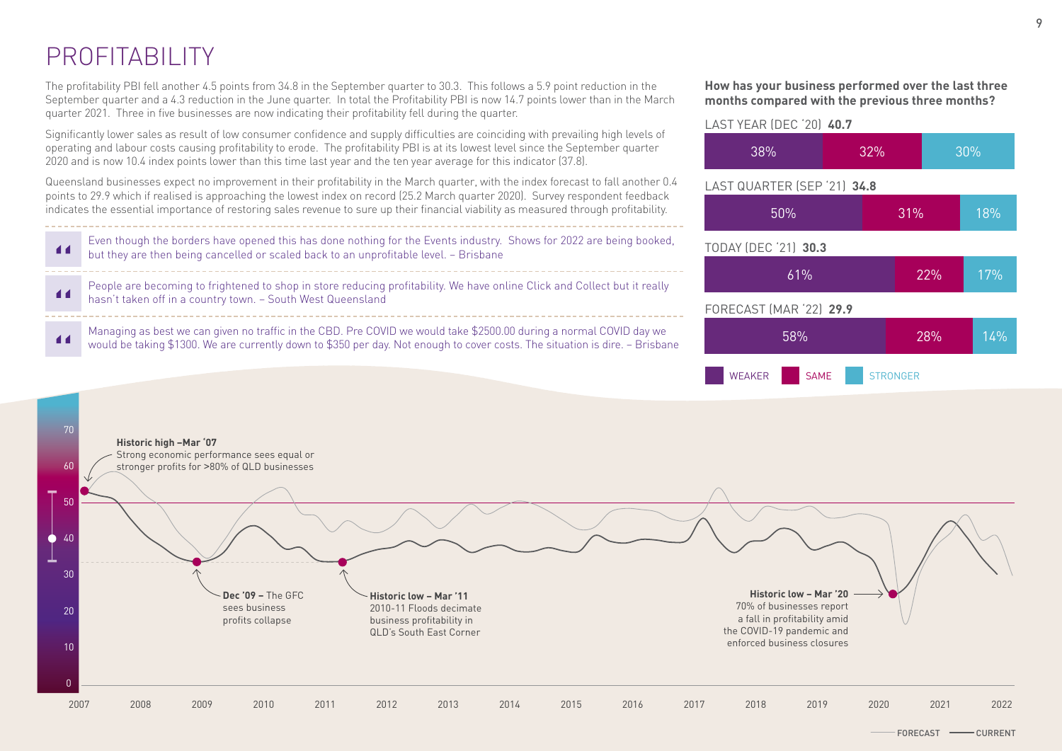# PROFITABILITY

The profitability PBI fell another 4.5 points from 34.8 in the September quarter to 30.3. This follows a 5.9 point reduction in the September quarter and a 4.3 reduction in the June quarter. In total the Profitability PBI is now 14.7 points lower than in the March quarter 2021. Three in five businesses are now indicating their profitability fell during the quarter.

Significantly lower sales as result of low consumer confidence and supply difficulties are coinciding with prevailing high levels of operating and labour costs causing profitability to erode. The profitability PBI is at its lowest level since the September quarter 2020 and is now 10.4 index points lower than this time last year and the ten year average for this indicator (37.8).

Queensland businesses expect no improvement in their profitability in the March quarter, with the index forecast to fall another 0.4 points to 29.9 which if realised is approaching the lowest index on record (25.2 March quarter 2020). Survey respondent feedback indicates the essential importance of restoring sales revenue to sure up their financial viability as measured through profitability.

> Even though the borders have opened this has done nothing for the Events industry. Shows for 2022 are being booked, but they are then being cancelled or scaled back to an unprofitable level. – Brisbane

> People are becoming to frightened to shop in store reducing profitability. We have online Click and Collect but it really hasn't taken off in a country town. – South West Queensland

> Managing as best we can given no traffic in the CBD. Pre COVID we would take $2500.00 during a normal COVID day we would be taking $1300. We are currently down to $350 per day. Not enough to cover costs. The situation is dire. – Brisbane

**How has your business performed over the last three months compared with the previous three months?**

| | Index | Weaker | Same | Stronger |
|---|---|---|---|---|
| LAST YEAR (DEC '20) | **40.7** | 38% | 32% | 30% |
| LAST QUARTER (SEP '21) | **34.8** | 50% | 31% | 18% |
| TODAY (DEC '21) | **30.3** | 61% | 22% | 17% |
| FORECAST (MAR '22) | **29.9** | 58% | 28% | 14% |

**Historic high – Mar '07** Strong economic performance sees equal or stronger profits for >80% of QLD businesses

**Dec '09 –** The GFC sees business profits collapse

**Historic low – Mar '11** 2010-11 Floods decimate business profitability in QLD's South East Corner

**Historic low – Mar '20** 70% of businesses report a fall in profitability amid the COVID-19 pandemic and enforced business closures

FORECAST — CURRENT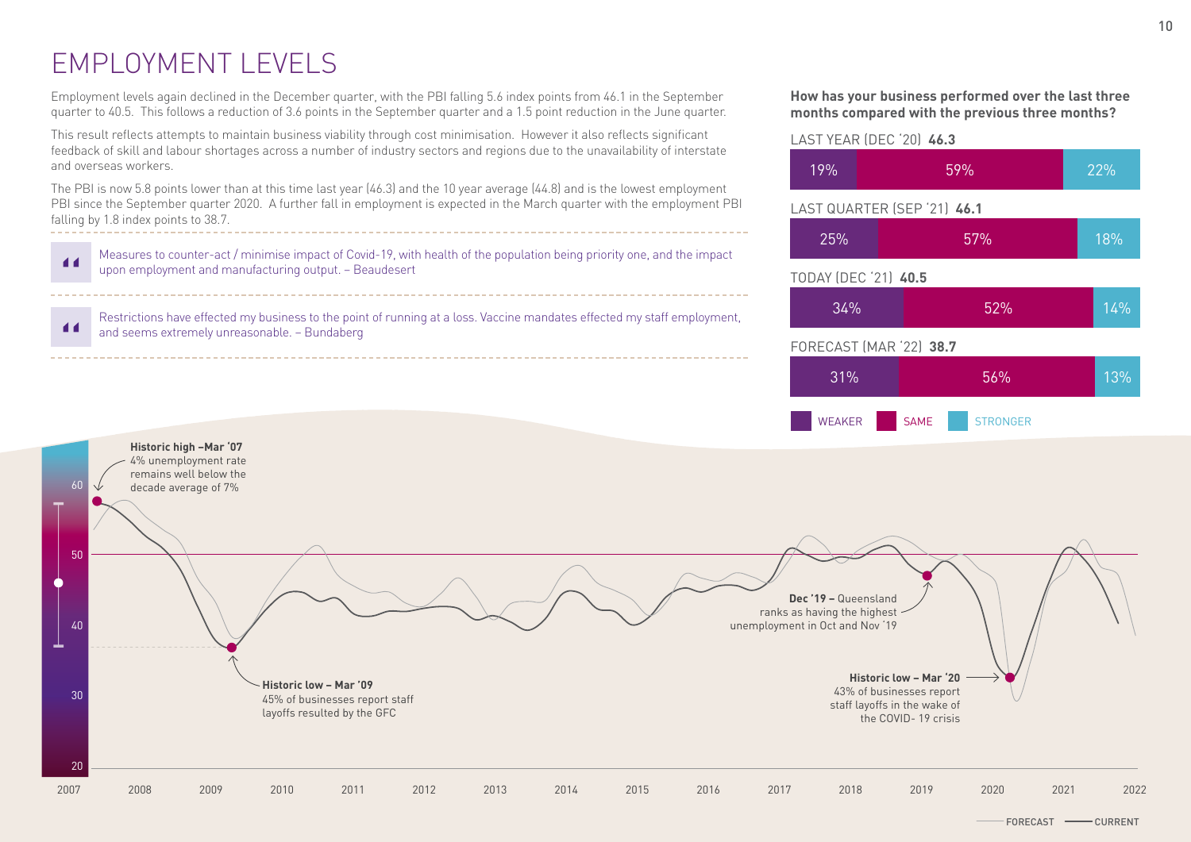# EMPLOYMENT LEVELS

Employment levels again declined in the December quarter, with the PBI falling 5.6 index points from 46.1 in the September quarter to 40.5. This follows a reduction of 3.6 points in the September quarter and a 1.5 point reduction in the June quarter.

This result reflects attempts to maintain business viability through cost minimisation. However it also reflects significant feedback of skill and labour shortages across a number of industry sectors and regions due to the unavailability of interstate and overseas workers.

The PBI is now 5.8 points lower than at this time last year (46.3) and the 10 year average (44.8) and is the lowest employment PBI since the September quarter 2020. A further fall in employment is expected in the March quarter with the employment PBI falling by 1.8 index points to 38.7.

> Measures to counter-act / minimise impact of Covid-19, with health of the population being priority one, and the impact upon employment and manufacturing output. – Beaudesert

> Restrictions have effected my business to the point of running at a loss. Vaccine mandates effected my staff employment, and seems extremely unreasonable. – Bundaberg

**How has your business performed over the last three months compared with the previous three months?**

| Period | PBI | Weaker | Same | Stronger |
|---|---|---|---|---|
| LAST YEAR (DEC '20) | **46.3** | 19% | 59% | 22% |
| LAST QUARTER (SEP '21) | **46.1** | 25% | 57% | 18% |
| TODAY (DEC '21) | **40.5** | 34% | 52% | 14% |
| FORECAST (MAR '22) | **38.7** | 31% | 56% | 13% |

**Historic high – Mar '07**
4% unemployment rate remains well below the decade average of 7%

**Historic low – Mar '09**
45% of businesses report staff layoffs resulted by the GFC

**Dec '19 –** Queensland ranks as having the highest unemployment in Oct and Nov '19

**Historic low – Mar '20**
43% of businesses report staff layoffs in the wake of the COVID- 19 crisis

FORECAST — CURRENT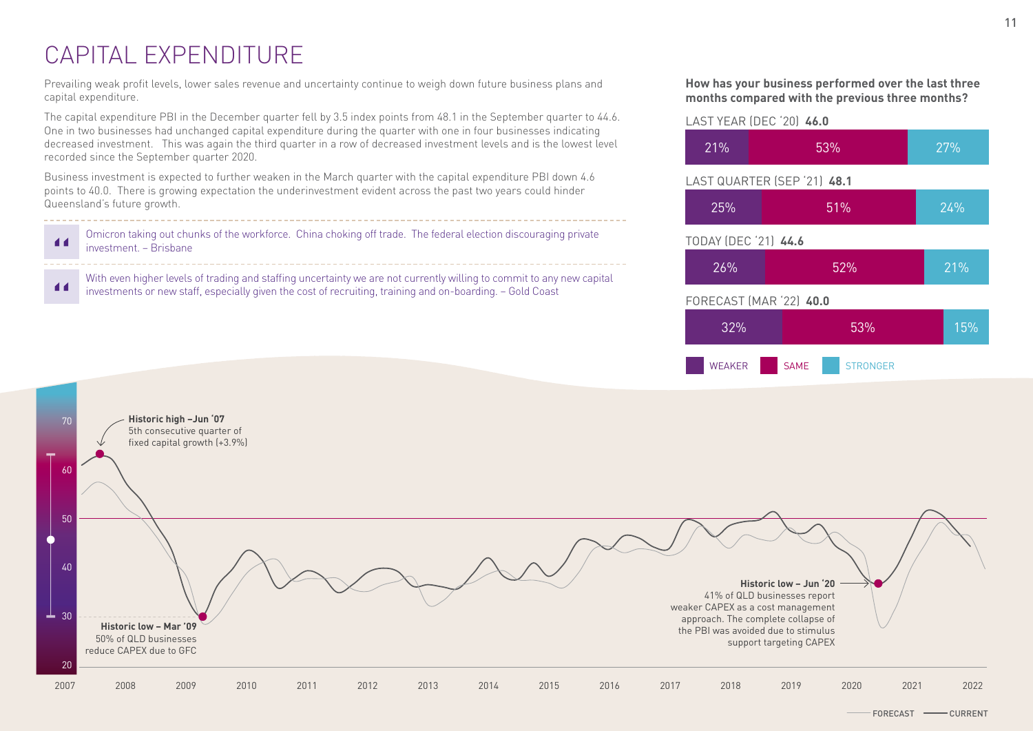# CAPITAL EXPENDITURE

Prevailing weak profit levels, lower sales revenue and uncertainty continue to weigh down future business plans and capital expenditure.

The capital expenditure PBI in the December quarter fell by 3.5 index points from 48.1 in the September quarter to 44.6. One in two businesses had unchanged capital expenditure during the quarter with one in four businesses indicating decreased investment. This was again the third quarter in a row of decreased investment levels and is the lowest level recorded since the September quarter 2020.

Business investment is expected to further weaken in the March quarter with the capital expenditure PBI down 4.6 points to 40.0. There is growing expectation the underinvestment evident across the past two years could hinder Queensland's future growth.

> Omicron taking out chunks of the workforce. China choking off trade. The federal election discouraging private investment. – Brisbane

> With even higher levels of trading and staffing uncertainty we are not currently willing to commit to any new capital investments or new staff, especially given the cost of recruiting, training and on-boarding. – Gold Coast

**How has your business performed over the last three months compared with the previous three months?**

| Period | PBI | Weaker | Same | Stronger |
|---|---|---|---|---|
| LAST YEAR (DEC '20) | **46.0** | 21% | 53% | 27% |
| LAST QUARTER (SEP '21) | **48.1** | 25% | 51% | 24% |
| TODAY (DEC '21) | **44.6** | 26% | 52% | 21% |
| FORECAST (MAR '22) | **40.0** | 32% | 53% | 15% |

**Historic high – Jun '07**
5th consecutive quarter of fixed capital growth (+3.9%)

**Historic low – Mar '09**
50% of QLD businesses reduce CAPEX due to GFC

**Historic low – Jun '20**
41% of QLD businesses report weaker CAPEX as a cost management approach. The complete collapse of the PBI was avoided due to stimulus support targeting CAPEX

FORECAST — CURRENT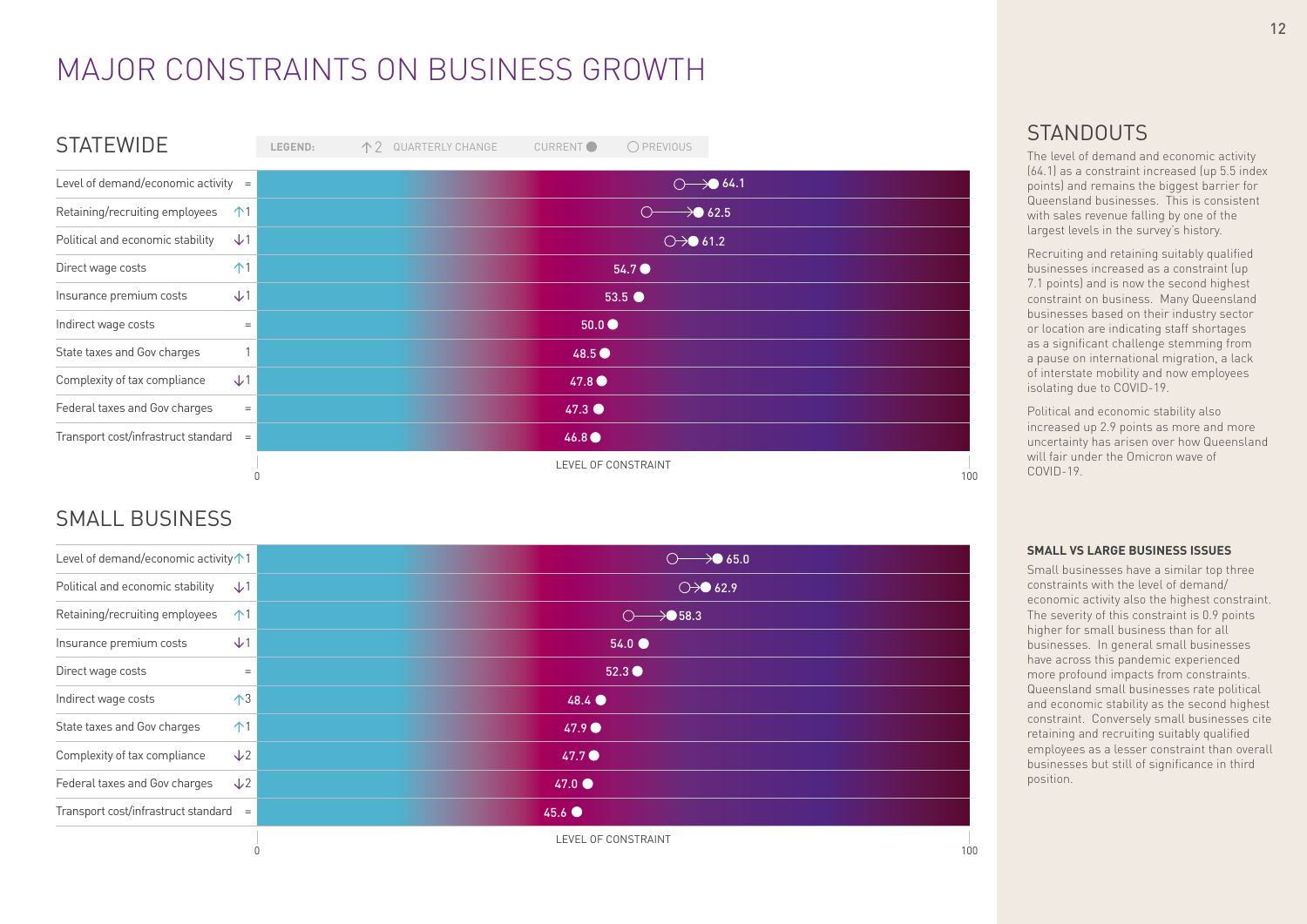# MAJOR CONSTRAINTS ON BUSINESS GROWTH

## STATEWIDE

LEGEND: ↑2 QUARTERLY CHANGE | CURRENT ● | ○ PREVIOUS

| Constraint | Quarterly change | Level of constraint (0–100) |
|---|---|---|
| Level of demand/economic activity | = | 64.1 |
| Retaining/recruiting employees | ↑1 | 62.5 |
| Political and economic stability | ↓1 | 61.2 |
| Direct wage costs | ↑1 | 54.7 |
| Insurance premium costs | ↓1 | 53.5 |
| Indirect wage costs | = | 50.0 |
| State taxes and Gov charges | 1 | 48.5 |
| Complexity of tax compliance | ↓1 | 47.8 |
| Federal taxes and Gov charges | = | 47.3 |
| Transport cost/infrastruct standard | = | 46.8 |

## SMALL BUSINESS

| Constraint | Quarterly change | Level of constraint (0–100) |
|---|---|---|
| Level of demand/economic activity | ↑1 | 65.0 |
| Political and economic stability | ↓1 | 62.9 |
| Retaining/recruiting employees | ↑1 | 58.3 |
| Insurance premium costs | ↓1 | 54.0 |
| Direct wage costs | = | 52.3 |
| Indirect wage costs | ↑3 | 48.4 |
| State taxes and Gov charges | ↑1 | 47.9 |
| Complexity of tax compliance | ↓2 | 47.7 |
| Federal taxes and Gov charges | ↓2 | 47.0 |
| Transport cost/infrastruct standard | = | 45.6 |

## STANDOUTS

The level of demand and economic activity (64.1) as a constraint increased (up 5.5 index points) and remains the biggest barrier for Queensland businesses. This is consistent with sales revenue falling by one of the largest levels in the survey's history.

Recruiting and retaining suitably qualified businesses increased as a constraint (up 7.1 points) and is now the second highest constraint on business. Many Queensland businesses based on their industry sector or location are indicating staff shortages as a significant challenge stemming from a pause on international migration, a lack of interstate mobility and now employees isolating due to COVID-19.

Political and economic stability also increased up 2.9 points as more and more uncertainty has arisen over how Queensland will fair under the Omicron wave of COVID-19.

### SMALL VS LARGE BUSINESS ISSUES

Small businesses have a similar top three constraints with the level of demand/ economic activity also the highest constraint. The severity of this constraint is 0.9 points higher for small business than for all businesses. In general small businesses have across this pandemic experienced more profound impacts from constraints. Queensland small businesses rate political and economic stability as the second highest constraint. Conversely small businesses cite retaining and recruiting suitably qualified employees as a lesser constraint than overall businesses but still of significance in third position.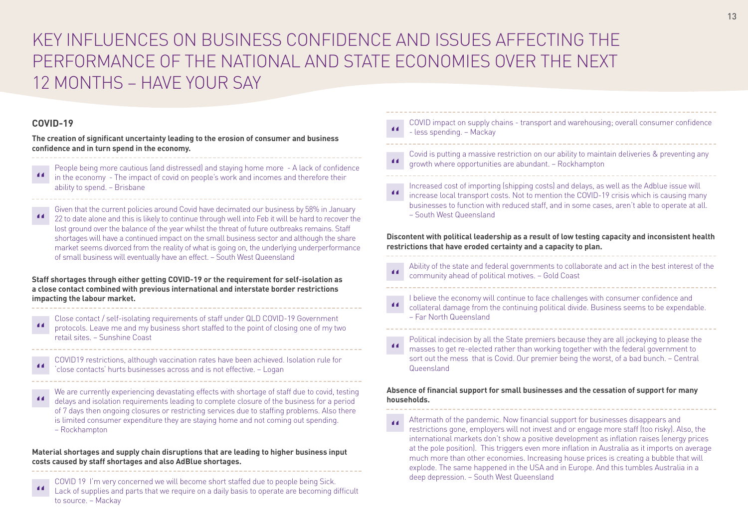# KEY INFLUENCES ON BUSINESS CONFIDENCE AND ISSUES AFFECTING THE PERFORMANCE OF THE NATIONAL AND STATE ECONOMIES OVER THE NEXT 12 MONTHS – HAVE YOUR SAY

## COVID-19

**The creation of significant uncertainty leading to the erosion of consumer and business confidence and in turn spend in the economy.**

> People being more cautious (and distressed) and staying home more - A lack of confidence in the economy - The impact of covid on people's work and incomes and therefore their ability to spend. – Brisbane

> Given that the current policies around Covid have decimated our business by 58% in January 22 to date alone and this is likely to continue through well into Feb it will be hard to recover the lost ground over the balance of the year whilst the threat of future outbreaks remains. Staff shortages will have a continued impact on the small business sector and although the share market seems divorced from the reality of what is going on, the underlying underperformance of small business will eventually have an effect. – South West Queensland

**Staff shortages through either getting COVID-19 or the requirement for self-isolation as a close contact combined with previous international and interstate border restrictions impacting the labour market.**

> Close contact / self-isolating requirements of staff under QLD COVID-19 Government protocols. Leave me and my business short staffed to the point of closing one of my two retail sites. – Sunshine Coast

> COVID19 restrictions, although vaccination rates have been achieved. Isolation rule for 'close contacts' hurts businesses across and is not effective. – Logan

> We are currently experiencing devastating effects with shortage of staff due to covid, testing delays and isolation requirements leading to complete closure of the business for a period of 7 days then ongoing closures or restricting services due to staffing problems. Also there is limited consumer expenditure they are staying home and not coming out spending. – Rockhampton

**Material shortages and supply chain disruptions that are leading to higher business input costs caused by staff shortages and also AdBlue shortages.**

> COVID 19 I'm very concerned we will become short staffed due to people being Sick. Lack of supplies and parts that we require on a daily basis to operate are becoming difficult to source. – Mackay

> COVID impact on supply chains - transport and warehousing; overall consumer confidence - less spending. – Mackay

> Covid is putting a massive restriction on our ability to maintain deliveries & preventing any growth where opportunities are abundant. – Rockhampton

> Increased cost of importing (shipping costs) and delays, as well as the Adblue issue will increase local transport costs. Not to mention the COVID-19 crisis which is causing many businesses to function with reduced staff, and in some cases, aren't able to operate at all. – South West Queensland

**Discontent with political leadership as a result of low testing capacity and inconsistent health restrictions that have eroded certainty and a capacity to plan.**

> Ability of the state and federal governments to collaborate and act in the best interest of the community ahead of political motives. – Gold Coast

> I believe the economy will continue to face challenges with consumer confidence and collateral damage from the continuing political divide. Business seems to be expendable. – Far North Queensland

> Political indecision by all the State premiers because they are all jockeying to please the masses to get re-elected rather than working together with the federal government to sort out the mess that is Covid. Our premier being the worst, of a bad bunch. – Central Queensland

**Absence of financial support for small businesses and the cessation of support for many households.**

> Aftermath of the pandemic. Now financial support for businesses disappears and restrictions gone, employers will not invest and or engage more staff (too risky). Also, the international markets don't show a positive development as inflation raises (energy prices at the pole position). This triggers even more inflation in Australia as it imports on average much more than other economies. Increasing house prices is creating a bubble that will explode. The same happened in the USA and in Europe. And this tumbles Australia in a deep depression. – South West Queensland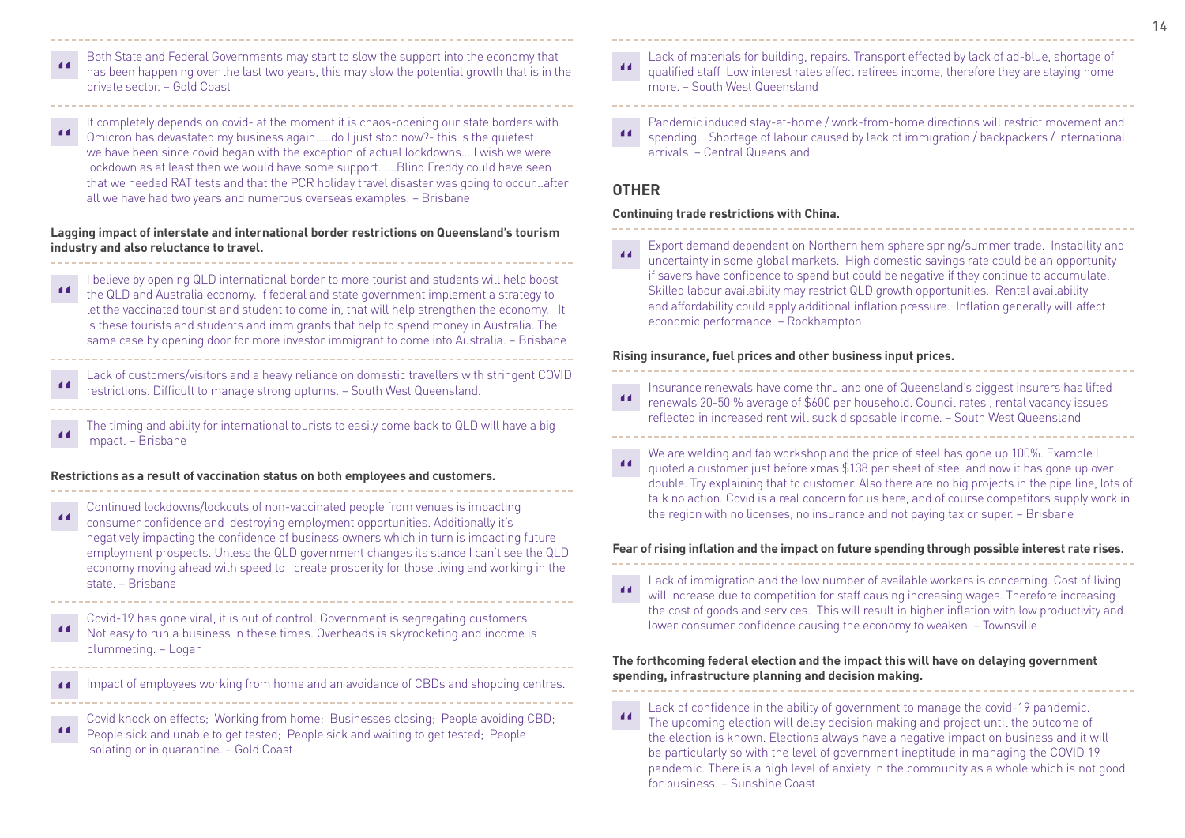> Both State and Federal Governments may start to slow the support into the economy that has been happening over the last two years, this may slow the potential growth that is in the private sector. – Gold Coast

> It completely depends on covid- at the moment it is chaos-opening our state borders with Omicron has devastated my business again.....do I just stop now?- this is the quietest we have been since covid began with the exception of actual lockdowns....I wish we were lockdown as at least then we would have some support. ....Blind Freddy could have seen that we needed RAT tests and that the PCR holiday travel disaster was going to occur...after all we have had two years and numerous overseas examples. – Brisbane

**Lagging impact of interstate and international border restrictions on Queensland's tourism industry and also reluctance to travel.**

> I believe by opening QLD international border to more tourist and students will help boost the QLD and Australia economy. If federal and state government implement a strategy to let the vaccinated tourist and student to come in, that will help strengthen the economy. It is these tourists and students and immigrants that help to spend money in Australia. The same case by opening door for more investor immigrant to come into Australia. – Brisbane

> Lack of customers/visitors and a heavy reliance on domestic travellers with stringent COVID restrictions. Difficult to manage strong upturns. – South West Queensland.

> The timing and ability for international tourists to easily come back to QLD will have a big impact. – Brisbane

**Restrictions as a result of vaccination status on both employees and customers.**

> Continued lockdowns/lockouts of non-vaccinated people from venues is impacting consumer confidence and destroying employment opportunities. Additionally it's negatively impacting the confidence of business owners which in turn is impacting future employment prospects. Unless the QLD government changes its stance I can't see the QLD economy moving ahead with speed to create prosperity for those living and working in the state. – Brisbane

> Covid-19 has gone viral, it is out of control. Government is segregating customers. Not easy to run a business in these times. Overheads is skyrocketing and income is plummeting. – Logan

> Impact of employees working from home and an avoidance of CBDs and shopping centres.

> Covid knock on effects; Working from home; Businesses closing; People avoiding CBD; People sick and unable to get tested; People sick and waiting to get tested; People isolating or in quarantine. – Gold Coast

> Lack of materials for building, repairs. Transport effected by lack of ad-blue, shortage of qualified staff Low interest rates effect retirees income, therefore they are staying home more. – South West Queensland

> Pandemic induced stay-at-home / work-from-home directions will restrict movement and spending. Shortage of labour caused by lack of immigration / backpackers / international arrivals. – Central Queensland

## OTHER

**Continuing trade restrictions with China.**

> Export demand dependent on Northern hemisphere spring/summer trade. Instability and uncertainty in some global markets. High domestic savings rate could be an opportunity if savers have confidence to spend but could be negative if they continue to accumulate. Skilled labour availability may restrict QLD growth opportunities. Rental availability and affordability could apply additional inflation pressure. Inflation generally will affect economic performance. – Rockhampton

**Rising insurance, fuel prices and other business input prices.**

> Insurance renewals have come thru and one of Queensland's biggest insurers has lifted renewals 20-50 % average of $600 per household. Council rates , rental vacancy issues reflected in increased rent will suck disposable income. – South West Queensland

> We are welding and fab workshop and the price of steel has gone up 100%. Example I quoted a customer just before xmas $138 per sheet of steel and now it has gone up over double. Try explaining that to customer. Also there are no big projects in the pipe line, lots of talk no action. Covid is a real concern for us here, and of course competitors supply work in the region with no licenses, no insurance and not paying tax or super. – Brisbane

**Fear of rising inflation and the impact on future spending through possible interest rate rises.**

> Lack of immigration and the low number of available workers is concerning. Cost of living will increase due to competition for staff causing increasing wages. Therefore increasing the cost of goods and services. This will result in higher inflation with low productivity and lower consumer confidence causing the economy to weaken. – Townsville

**The forthcoming federal election and the impact this will have on delaying government spending, infrastructure planning and decision making.**

> Lack of confidence in the ability of government to manage the covid-19 pandemic. The upcoming election will delay decision making and project until the outcome of the election is known. Elections always have a negative impact on business and it will be particularly so with the level of government ineptitude in managing the COVID 19 pandemic. There is a high level of anxiety in the community as a whole which is not good for business. – Sunshine Coast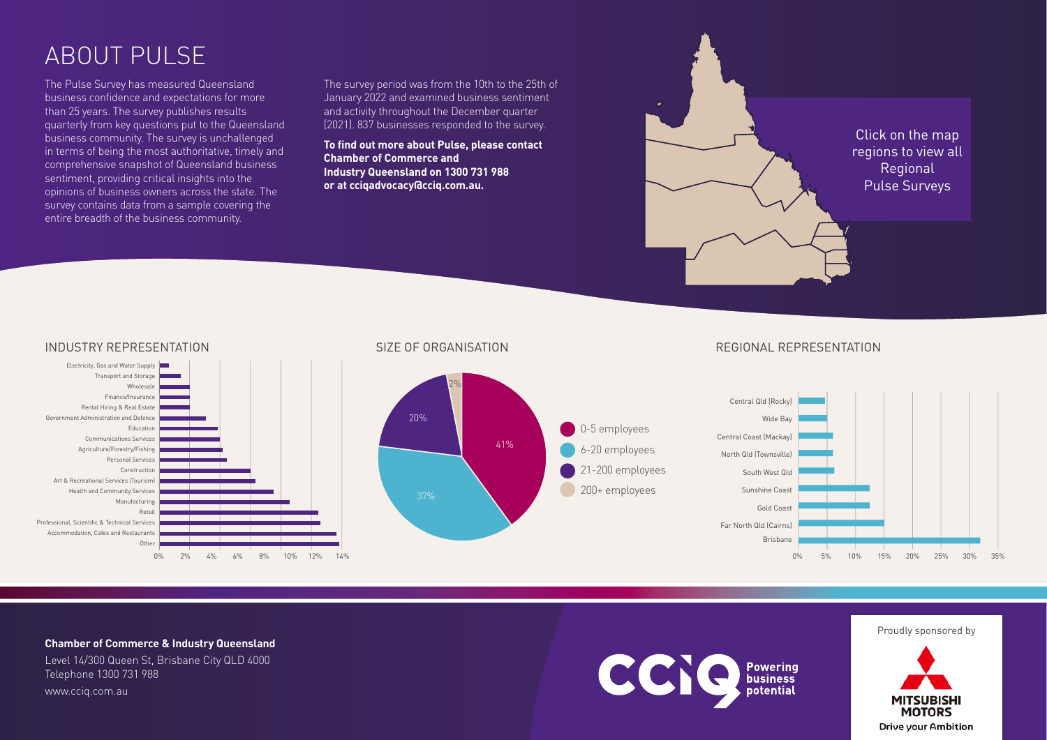# ABOUT PULSE

The Pulse Survey has measured Queensland business confidence and expectations for more than 25 years. The survey publishes results quarterly from key questions put to the Queensland business community. The survey is unchallenged in terms of being the most authoritative, timely and comprehensive snapshot of Queensland business sentiment, providing critical insights into the opinions of business owners across the state. The survey contains data from a sample covering the entire breadth of the business community.

The survey period was from the 10th to the 25th of January 2022 and examined business sentiment and activity throughout the December quarter (2021). 837 businesses responded to the survey.

**To find out more about Pulse, please contact Chamber of Commerce and Industry Queensland on 1300 731 988 or at cciqadvocacy@cciq.com.au.**

Click on the map regions to view all Regional Pulse Surveys

## INDUSTRY REPRESENTATION

Electricity, Gas and Water Supply
Transport and Storage
Wholesale
Finance/Insurance
Rental Hiring & Real Estate
Government Administration and Defence
Education
Communications Services
Agriculture/Forestry/Fishing
Personal Services
Construction
Art & Recreational Services (Tourism)
Health and Community Services
Manufacturing
Retail
Professional, Scientific & Technical Services
Accommodation, Cafes and Restaurants
Other

0% 2% 4% 6% 8% 10% 12% 14%

## SIZE OF ORGANISATION

41%
37%
20%
2%

0-5 employees
6-20 employees
21-200 employees
200+ employees

## REGIONAL REPRESENTATION

Central Qld (Rocky)
Wide Bay
Central Coast (Mackay)
North Qld (Townsville)
South West Qld
Sunshine Coast
Gold Coast
Far North Qld (Cairns)
Brisbane

0% 5% 10% 15% 20% 25% 30% 35%

**Chamber of Commerce & Industry Queensland**

Level 14/300 Queen St, Brisbane City QLD 4000
Telephone 1300 731 988

www.cciq.com.au

CCIQ Powering business potential

Proudly sponsored by

MITSUBISHI MOTORS
Drive your Ambition